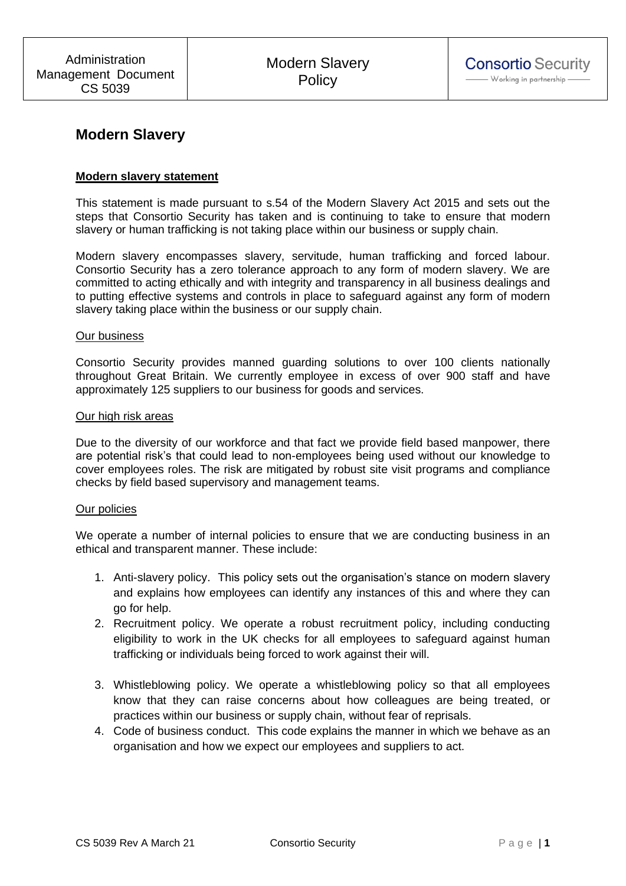| Administration Management Document CS 5039 | Modern Slavery Policy | Consortio Security — Working in partnership — |
|---|---|---|

# Modern Slavery

**Modern slavery statement**

This statement is made pursuant to s.54 of the Modern Slavery Act 2015 and sets out the steps that Consortio Security has taken and is continuing to take to ensure that modern slavery or human trafficking is not taking place within our business or supply chain.

Modern slavery encompasses slavery, servitude, human trafficking and forced labour. Consortio Security has a zero tolerance approach to any form of modern slavery. We are committed to acting ethically and with integrity and transparency in all business dealings and to putting effective systems and controls in place to safeguard against any form of modern slavery taking place within the business or our supply chain.

Our business

Consortio Security provides manned guarding solutions to over 100 clients nationally throughout Great Britain. We currently employee in excess of over 900 staff and have approximately 125 suppliers to our business for goods and services.

Our high risk areas

Due to the diversity of our workforce and that fact we provide field based manpower, there are potential risk's that could lead to non-employees being used without our knowledge to cover employees roles. The risk are mitigated by robust site visit programs and compliance checks by field based supervisory and management teams.

Our policies

We operate a number of internal policies to ensure that we are conducting business in an ethical and transparent manner. These include:

1. Anti-slavery policy. This policy sets out the organisation's stance on modern slavery and explains how employees can identify any instances of this and where they can go for help.
2. Recruitment policy. We operate a robust recruitment policy, including conducting eligibility to work in the UK checks for all employees to safeguard against human trafficking or individuals being forced to work against their will.
3. Whistleblowing policy. We operate a whistleblowing policy so that all employees know that they can raise concerns about how colleagues are being treated, or practices within our business or supply chain, without fear of reprisals.
4. Code of business conduct. This code explains the manner in which we behave as an organisation and how we expect our employees and suppliers to act.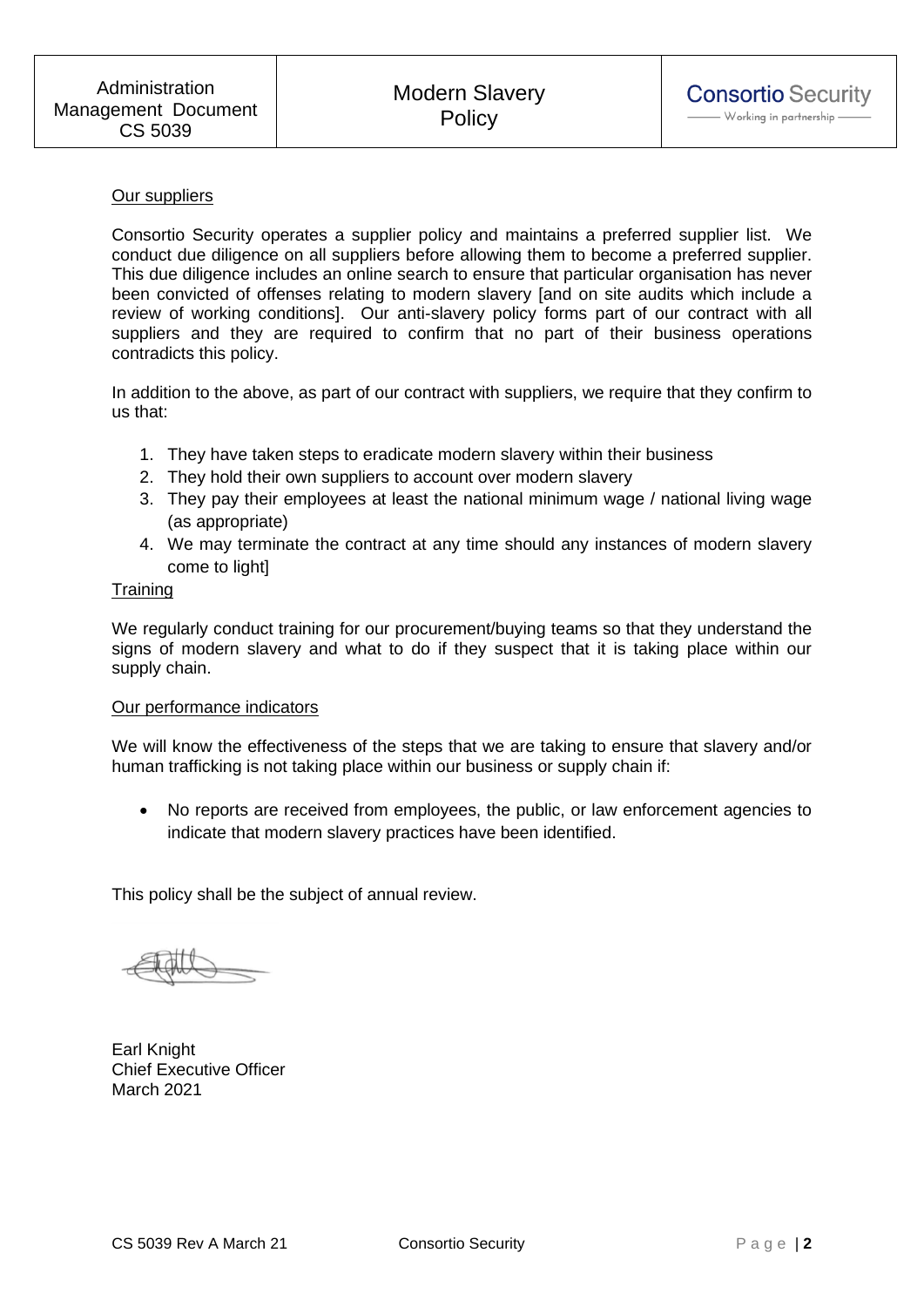## Our suppliers

Consortio Security operates a supplier policy and maintains a preferred supplier list. We conduct due diligence on all suppliers before allowing them to become a preferred supplier. This due diligence includes an online search to ensure that particular organisation has never been convicted of offenses relating to modern slavery [and on site audits which include a review of working conditions]. Our anti-slavery policy forms part of our contract with all suppliers and they are required to confirm that no part of their business operations contradicts this policy.

In addition to the above, as part of our contract with suppliers, we require that they confirm to us that:

1. They have taken steps to eradicate modern slavery within their business
2. They hold their own suppliers to account over modern slavery
3. They pay their employees at least the national minimum wage / national living wage (as appropriate)
4. We may terminate the contract at any time should any instances of modern slavery come to light]

## Training

We regularly conduct training for our procurement/buying teams so that they understand the signs of modern slavery and what to do if they suspect that it is taking place within our supply chain.

## Our performance indicators

We will know the effectiveness of the steps that we are taking to ensure that slavery and/or human trafficking is not taking place within our business or supply chain if:

- No reports are received from employees, the public, or law enforcement agencies to indicate that modern slavery practices have been identified.

This policy shall be the subject of annual review.

Earl Knight
Chief Executive Officer
March 2021